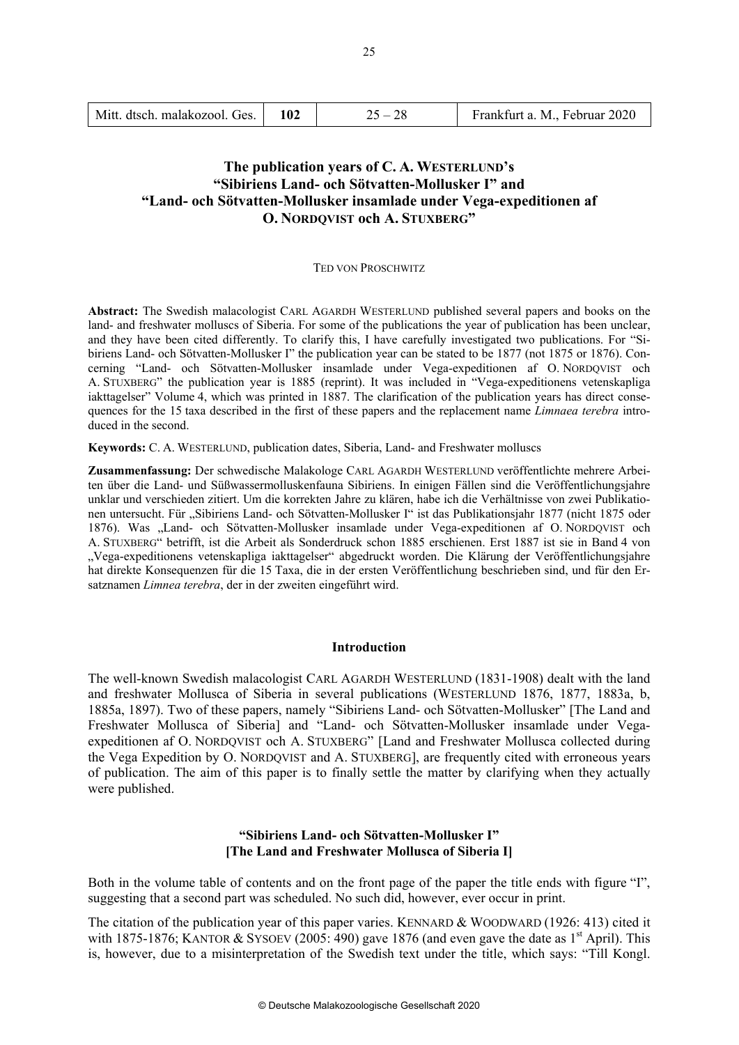# The publication years of C. A. WESTERLUND's "Sibiriens Land- och Sötvatten-Mollusker I" and "Land- och Sötvatten-Mollusker insamlade under Vega-expeditionen af O. NORDQVIST och A. STUXBERG"

TED VON PROSCHWITZ

**Abstract:** The Swedish malacologist CARL AGARDH WESTERLUND published several papers and books on the land- and freshwater molluscs of Siberia. For some of the publications the year of publication has been unclear, and they have been cited differently. To clarify this, I have carefully investigated two publications. For "Sibiriens Land- och Sötvatten-Mollusker I" the publication year can be stated to be 1877 (not 1875 or 1876). Concerning "Land- och Sötvatten-Mollusker insamlade under Vega-expeditionen af O. NORDQVIST och A. STUXBERG" the publication year is 1885 (reprint). It was included in "Vega-expeditionens vetenskapliga iakttagelser" Volume 4, which was printed in 1887. The clarification of the publication years has direct consequences for the 15 taxa described in the first of these papers and the replacement name *Limnaea terebra* introduced in the second.

**Keywords:** C. A. WESTERLUND, publication dates, Siberia, Land- and Freshwater molluscs

**Zusammenfassung:** Der schwedische Malakologe CARL AGARDH WESTERLUND veröffentlichte mehrere Arbeiten über die Land- und Süßwassermolluskenfauna Sibiriens. In einigen Fällen sind die Veröffentlichungsjahre unklar und verschieden zitiert. Um die korrekten Jahre zu klären, habe ich die Verhältnisse von zwei Publikationen untersucht. Für „Sibiriens Land- och Sötvatten-Mollusker I" ist das Publikationsjahr 1877 (nicht 1875 oder 1876). Was „Land- och Sötvatten-Mollusker insamlade under Vega-expeditionen af O. NORDQVIST och A. STUXBERG" betrifft, ist die Arbeit als Sonderdruck schon 1885 erschienen. Erst 1887 ist sie in Band 4 von „Vega-expeditionens vetenskapliga iakttagelser" abgedruckt worden. Die Klärung der Veröffentlichungsjahre hat direkte Konsequenzen für die 15 Taxa, die in der ersten Veröffentlichung beschrieben sind, und für den Ersatznamen *Limnea terebra*, der in der zweiten eingeführt wird.

## Introduction

The well-known Swedish malacologist CARL AGARDH WESTERLUND (1831-1908) dealt with the land and freshwater Mollusca of Siberia in several publications (WESTERLUND 1876, 1877, 1883a, b, 1885a, 1897). Two of these papers, namely "Sibiriens Land- och Sötvatten-Mollusker" [The Land and Freshwater Mollusca of Siberia] and "Land- och Sötvatten-Mollusker insamlade under Vega-expeditionen af O. NORDQVIST och A. STUXBERG" [Land and Freshwater Mollusca collected during the Vega Expedition by O. NORDQVIST and A. STUXBERG], are frequently cited with erroneous years of publication. The aim of this paper is to finally settle the matter by clarifying when they actually were published.

### "Sibiriens Land- och Sötvatten-Mollusker I" [The Land and Freshwater Mollusca of Siberia I]

Both in the volume table of contents and on the front page of the paper the title ends with figure "I", suggesting that a second part was scheduled. No such did, however, ever occur in print.

The citation of the publication year of this paper varies. KENNARD & WOODWARD (1926: 413) cited it with 1875-1876; KANTOR & SYSOEV (2005: 490) gave 1876 (and even gave the date as 1st April). This is, however, due to a misinterpretation of the Swedish text under the title, which says: "Till Kongl.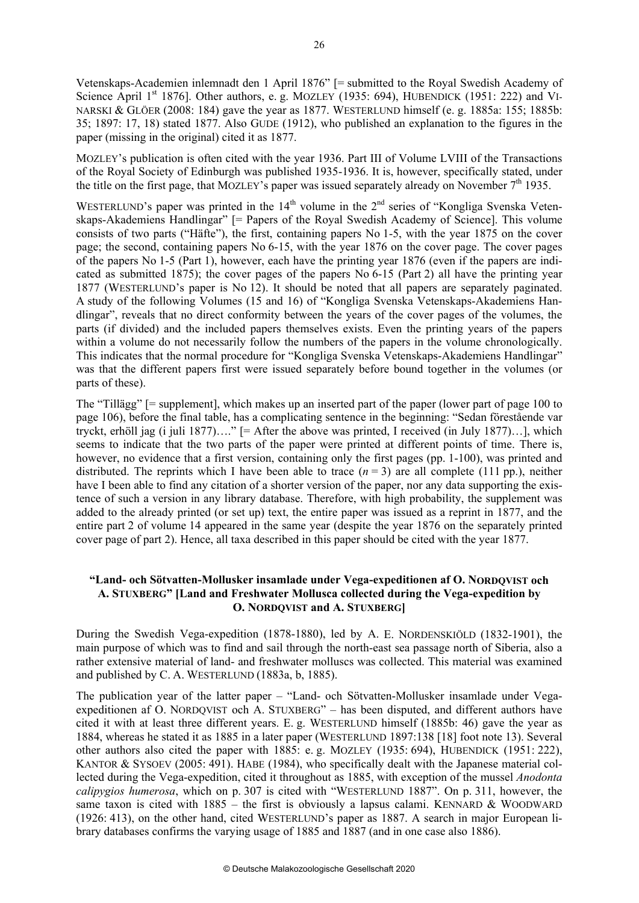Vetenskaps-Academien inlemnadt den 1 April 1876" [= submitted to the Royal Swedish Academy of Science April 1st 1876]. Other authors, e. g. MOZLEY (1935: 694), HUBENDICK (1951: 222) and VINARSKI & GLÖER (2008: 184) gave the year as 1877. WESTERLUND himself (e. g. 1885a: 155; 1885b: 35; 1897: 17, 18) stated 1877. Also GUDE (1912), who published an explanation to the figures in the paper (missing in the original) cited it as 1877.

MOZLEY's publication is often cited with the year 1936. Part III of Volume LVIII of the Transactions of the Royal Society of Edinburgh was published 1935-1936. It is, however, specifically stated, under the title on the first page, that MOZLEY's paper was issued separately already on November 7th 1935.

WESTERLUND's paper was printed in the 14th volume in the 2nd series of "Kongliga Svenska Vetenskaps-Akademiens Handlingar" [= Papers of the Royal Swedish Academy of Science]. This volume consists of two parts ("Häfte"), the first, containing papers No 1-5, with the year 1875 on the cover page; the second, containing papers No 6-15, with the year 1876 on the cover page. The cover pages of the papers No 1-5 (Part 1), however, each have the printing year 1876 (even if the papers are indicated as submitted 1875); the cover pages of the papers No 6-15 (Part 2) all have the printing year 1877 (WESTERLUND's paper is No 12). It should be noted that all papers are separately paginated. A study of the following Volumes (15 and 16) of "Kongliga Svenska Vetenskaps-Akademiens Handlingar", reveals that no direct conformity between the years of the cover pages of the volumes, the parts (if divided) and the included papers themselves exists. Even the printing years of the papers within a volume do not necessarily follow the numbers of the papers in the volume chronologically. This indicates that the normal procedure for "Kongliga Svenska Vetenskaps-Akademiens Handlingar" was that the different papers first were issued separately before bound together in the volumes (or parts of these).

The "Tillägg" [= supplement], which makes up an inserted part of the paper (lower part of page 100 to page 106), before the final table, has a complicating sentence in the beginning: "Sedan förestående var tryckt, erhöll jag (i juli 1877)…." [= After the above was printed, I received (in July 1877)…], which seems to indicate that the two parts of the paper were printed at different points of time. There is, however, no evidence that a first version, containing only the first pages (pp. 1-100), was printed and distributed. The reprints which I have been able to trace ($n = 3$) are all complete (111 pp.), neither have I been able to find any citation of a shorter version of the paper, nor any data supporting the existence of such a version in any library database. Therefore, with high probability, the supplement was added to the already printed (or set up) text, the entire paper was issued as a reprint in 1877, and the entire part 2 of volume 14 appeared in the same year (despite the year 1876 on the separately printed cover page of part 2). Hence, all taxa described in this paper should be cited with the year 1877.

### "Land- och Sötvatten-Mollusker insamlade under Vega-expeditionen af O. NORDQVIST och A. STUXBERG" [Land and Freshwater Mollusca collected during the Vega-expedition by O. NORDQVIST and A. STUXBERG]

During the Swedish Vega-expedition (1878-1880), led by A. E. NORDENSKIÖLD (1832-1901), the main purpose of which was to find and sail through the north-east sea passage north of Siberia, also a rather extensive material of land- and freshwater molluscs was collected. This material was examined and published by C. A. WESTERLUND (1883a, b, 1885).

The publication year of the latter paper – "Land- och Sötvatten-Mollusker insamlade under Vega-expeditionen af O. NORDQVIST och A. STUXBERG" – has been disputed, and different authors have cited it with at least three different years. E. g. WESTERLUND himself (1885b: 46) gave the year as 1884, whereas he stated it as 1885 in a later paper (WESTERLUND 1897:138 [18] foot note 13). Several other authors also cited the paper with 1885: e. g. MOZLEY (1935: 694), HUBENDICK (1951: 222), KANTOR & SYSOEV (2005: 491). HABE (1984), who specifically dealt with the Japanese material collected during the Vega-expedition, cited it throughout as 1885, with exception of the mussel *Anodonta calipygios humerosa*, which on p. 307 is cited with "WESTERLUND 1887". On p. 311, however, the same taxon is cited with 1885 – the first is obviously a lapsus calami. KENNARD & WOODWARD (1926: 413), on the other hand, cited WESTERLUND's paper as 1887. A search in major European library databases confirms the varying usage of 1885 and 1887 (and in one case also 1886).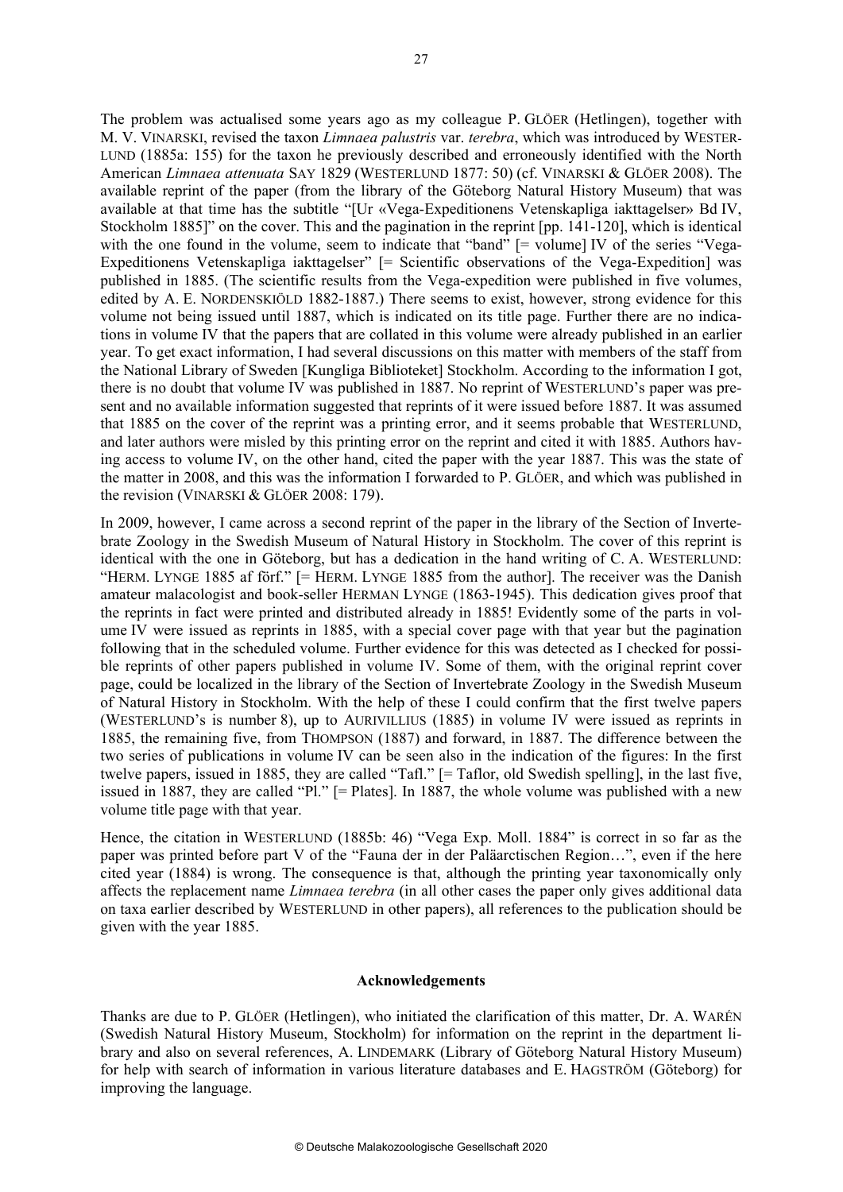The problem was actualised some years ago as my colleague P. GLÖER (Hetlingen), together with M. V. VINARSKI, revised the taxon *Limnaea palustris* var. *terebra*, which was introduced by WESTERLUND (1885a: 155) for the taxon he previously described and erroneously identified with the North American *Limnaea attenuata* SAY 1829 (WESTERLUND 1877: 50) (cf. VINARSKI & GLÖER 2008). The available reprint of the paper (from the library of the Göteborg Natural History Museum) that was available at that time has the subtitle "[Ur «Vega-Expeditionens Vetenskapliga iakttagelser» Bd IV, Stockholm 1885]" on the cover. This and the pagination in the reprint [pp. 141-120], which is identical with the one found in the volume, seem to indicate that "band" [= volume] IV of the series "Vega-Expeditionens Vetenskapliga iakttagelser" [= Scientific observations of the Vega-Expedition] was published in 1885. (The scientific results from the Vega-expedition were published in five volumes, edited by A. E. NORDENSKIÖLD 1882-1887.) There seems to exist, however, strong evidence for this volume not being issued until 1887, which is indicated on its title page. Further there are no indications in volume IV that the papers that are collated in this volume were already published in an earlier year. To get exact information, I had several discussions on this matter with members of the staff from the National Library of Sweden [Kungliga Biblioteket] Stockholm. According to the information I got, there is no doubt that volume IV was published in 1887. No reprint of WESTERLUND's paper was present and no available information suggested that reprints of it were issued before 1887. It was assumed that 1885 on the cover of the reprint was a printing error, and it seems probable that WESTERLUND, and later authors were misled by this printing error on the reprint and cited it with 1885. Authors having access to volume IV, on the other hand, cited the paper with the year 1887. This was the state of the matter in 2008, and this was the information I forwarded to P. GLÖER, and which was published in the revision (VINARSKI & GLÖER 2008: 179).

In 2009, however, I came across a second reprint of the paper in the library of the Section of Invertebrate Zoology in the Swedish Museum of Natural History in Stockholm. The cover of this reprint is identical with the one in Göteborg, but has a dedication in the hand writing of C. A. WESTERLUND: "HERM. LYNGE 1885 af förf." [= HERM. LYNGE 1885 from the author]. The receiver was the Danish amateur malacologist and book-seller HERMAN LYNGE (1863-1945). This dedication gives proof that the reprints in fact were printed and distributed already in 1885! Evidently some of the parts in volume IV were issued as reprints in 1885, with a special cover page with that year but the pagination following that in the scheduled volume. Further evidence for this was detected as I checked for possible reprints of other papers published in volume IV. Some of them, with the original reprint cover page, could be localized in the library of the Section of Invertebrate Zoology in the Swedish Museum of Natural History in Stockholm. With the help of these I could confirm that the first twelve papers (WESTERLUND's is number 8), up to AURIVILLIUS (1885) in volume IV were issued as reprints in 1885, the remaining five, from THOMPSON (1887) and forward, in 1887. The difference between the two series of publications in volume IV can be seen also in the indication of the figures: In the first twelve papers, issued in 1885, they are called "Tafl." [= Taflor, old Swedish spelling], in the last five, issued in 1887, they are called "Pl." [= Plates]. In 1887, the whole volume was published with a new volume title page with that year.

Hence, the citation in WESTERLUND (1885b: 46) "Vega Exp. Moll. 1884" is correct in so far as the paper was printed before part V of the "Fauna der in der Paläarctischen Region…", even if the here cited year (1884) is wrong. The consequence is that, although the printing year taxonomically only affects the replacement name *Limnaea terebra* (in all other cases the paper only gives additional data on taxa earlier described by WESTERLUND in other papers), all references to the publication should be given with the year 1885.

## Acknowledgements

Thanks are due to P. GLÖER (Hetlingen), who initiated the clarification of this matter, Dr. A. WARÉN (Swedish Natural History Museum, Stockholm) for information on the reprint in the department library and also on several references, A. LINDEMARK (Library of Göteborg Natural History Museum) for help with search of information in various literature databases and E. HAGSTRÖM (Göteborg) for improving the language.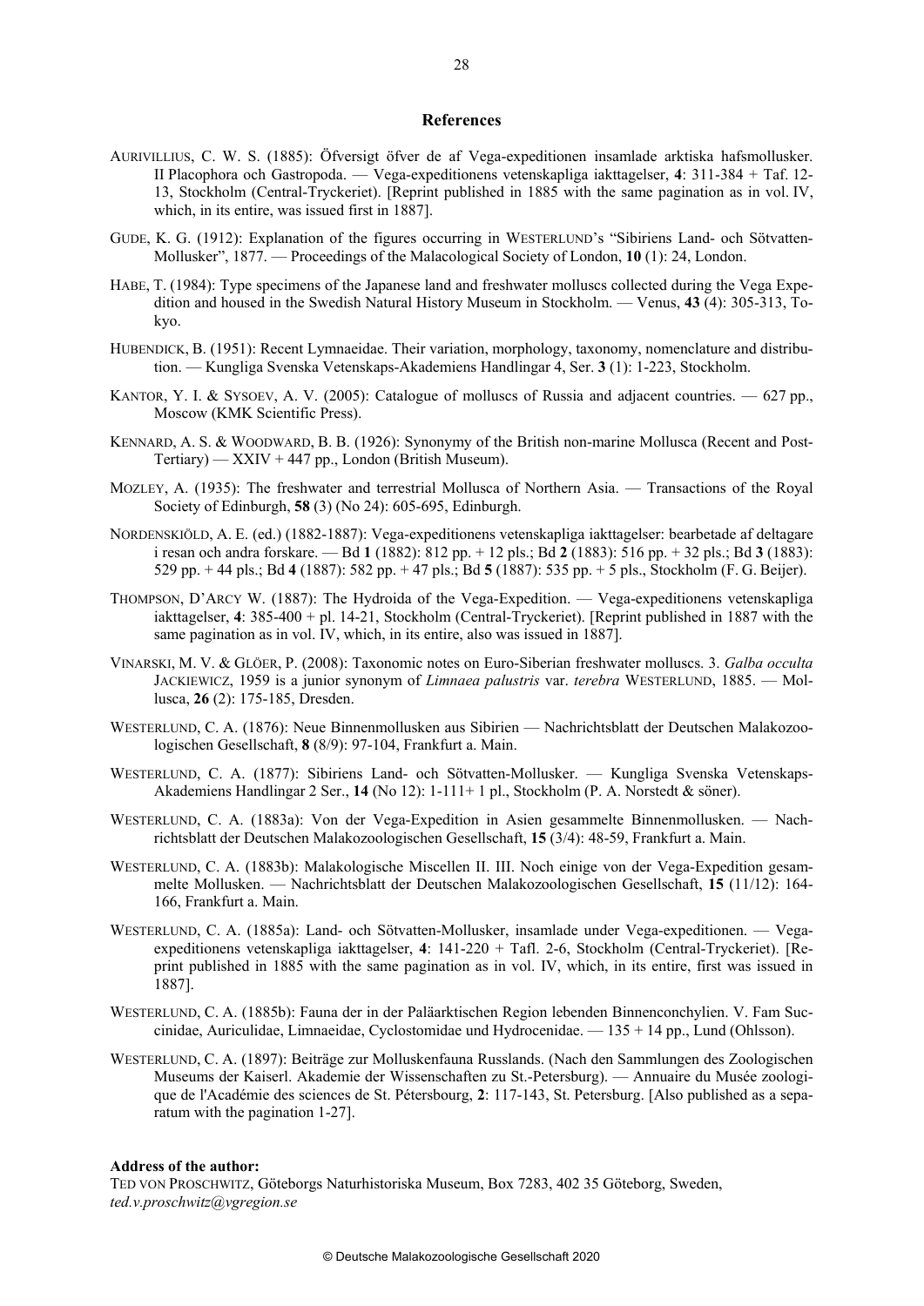## References

AURIVILLIUS, C. W. S. (1885): Öfversigt öfver de af Vega-expeditionen insamlade arktiska hafsmollusker. II Placophora och Gastropoda. — Vega-expeditionens vetenskapliga iakttagelser, **4**: 311-384 + Taf. 12-13, Stockholm (Central-Tryckeriet). [Reprint published in 1885 with the same pagination as in vol. IV, which, in its entire, was issued first in 1887].

GUDE, K. G. (1912): Explanation of the figures occurring in WESTERLUND's "Sibiriens Land- och Sötvatten-Mollusker", 1877. — Proceedings of the Malacological Society of London, **10** (1): 24, London.

HABE, T. (1984): Type specimens of the Japanese land and freshwater molluscs collected during the Vega Expedition and housed in the Swedish Natural History Museum in Stockholm. — Venus, **43** (4): 305-313, Tokyo.

HUBENDICK, B. (1951): Recent Lymnaeidae. Their variation, morphology, taxonomy, nomenclature and distribution. — Kungliga Svenska Vetenskaps-Akademiens Handlingar 4, Ser. **3** (1): 1-223, Stockholm.

KANTOR, Y. I. & SYSOEV, A. V. (2005): Catalogue of molluscs of Russia and adjacent countries. — 627 pp., Moscow (KMK Scientific Press).

KENNARD, A. S. & WOODWARD, B. B. (1926): Synonymy of the British non-marine Mollusca (Recent and Post-Tertiary) — XXIV + 447 pp., London (British Museum).

MOZLEY, A. (1935): The freshwater and terrestrial Mollusca of Northern Asia. — Transactions of the Royal Society of Edinburgh, **58** (3) (No 24): 605-695, Edinburgh.

NORDENSKIÖLD, A. E. (ed.) (1882-1887): Vega-expeditionens vetenskapliga iakttagelser: bearbetade af deltagare i resan och andra forskare. — Bd **1** (1882): 812 pp. + 12 pls.; Bd **2** (1883): 516 pp. + 32 pls.; Bd **3** (1883): 529 pp. + 44 pls.; Bd **4** (1887): 582 pp. + 47 pls.; Bd **5** (1887): 535 pp. + 5 pls., Stockholm (F. G. Beijer).

THOMPSON, D'ARCY W. (1887): The Hydroida of the Vega-Expedition. — Vega-expeditionens vetenskapliga iakttagelser, **4**: 385-400 + pl. 14-21, Stockholm (Central-Tryckeriet). [Reprint published in 1887 with the same pagination as in vol. IV, which, in its entire, also was issued in 1887].

VINARSKI, M. V. & GLÖER, P. (2008): Taxonomic notes on Euro-Siberian freshwater molluscs. 3. *Galba occulta* JACKIEWICZ, 1959 is a junior synonym of *Limnaea palustris* var. *terebra* WESTERLUND, 1885. — Mollusca, **26** (2): 175-185, Dresden.

WESTERLUND, C. A. (1876): Neue Binnenmollusken aus Sibirien — Nachrichtsblatt der Deutschen Malakozoologischen Gesellschaft, **8** (8/9): 97-104, Frankfurt a. Main.

WESTERLUND, C. A. (1877): Sibiriens Land- och Sötvatten-Mollusker. — Kungliga Svenska Vetenskaps-Akademiens Handlingar 2 Ser., **14** (No 12): 1-111+ 1 pl., Stockholm (P. A. Norstedt & söner).

WESTERLUND, C. A. (1883a): Von der Vega-Expedition in Asien gesammelte Binnenmollusken. — Nachrichtsblatt der Deutschen Malakozoologischen Gesellschaft, **15** (3/4): 48-59, Frankfurt a. Main.

WESTERLUND, C. A. (1883b): Malakologische Miscellen II. III. Noch einige von der Vega-Expedition gesammelte Mollusken. — Nachrichtsblatt der Deutschen Malakozoologischen Gesellschaft, **15** (11/12): 164-166, Frankfurt a. Main.

WESTERLUND, C. A. (1885a): Land- och Sötvatten-Mollusker, insamlade under Vega-expeditionen. — Vega-expeditionens vetenskapliga iakttagelser, **4**: 141-220 + Tafl. 2-6, Stockholm (Central-Tryckeriet). [Reprint published in 1885 with the same pagination as in vol. IV, which, in its entire, first was issued in 1887].

WESTERLUND, C. A. (1885b): Fauna der in der Paläarktischen Region lebenden Binnenconchylien. V. Fam Succinidae, Auriculidae, Limnaeidae, Cyclostomidae und Hydrocenidae. — 135 + 14 pp., Lund (Ohlsson).

WESTERLUND, C. A. (1897): Beiträge zur Molluskenfauna Russlands. (Nach den Sammlungen des Zoologischen Museums der Kaiserl. Akademie der Wissenschaften zu St.-Petersburg). — Annuaire du Musée zoologique de l'Académie des sciences de St. Pétersbourg, **2**: 117-143, St. Petersburg. [Also published as a separatum with the pagination 1-27].

**Address of the author:**
TED VON PROSCHWITZ, Göteborgs Naturhistoriska Museum, Box 7283, 402 35 Göteborg, Sweden,
*ted.v.proschwitz@vgregion.se*